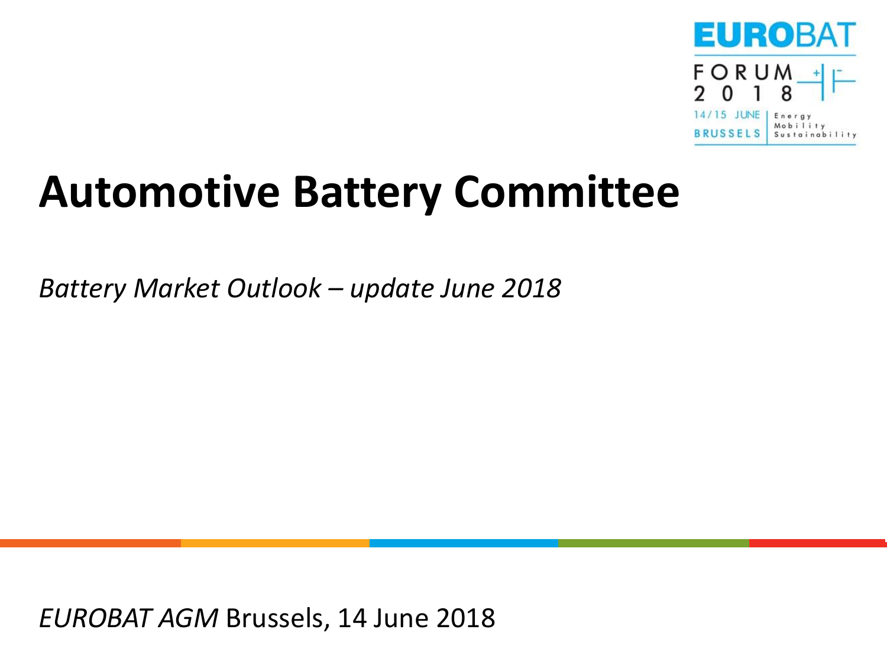EUROBAT

FORUM 2018

14/15 JUNE BRUSSELS

Energy Mobility Sustainability

# Automotive Battery Committee

*Battery Market Outlook – update June 2018*

*EUROBAT AGM* Brussels, 14 June 2018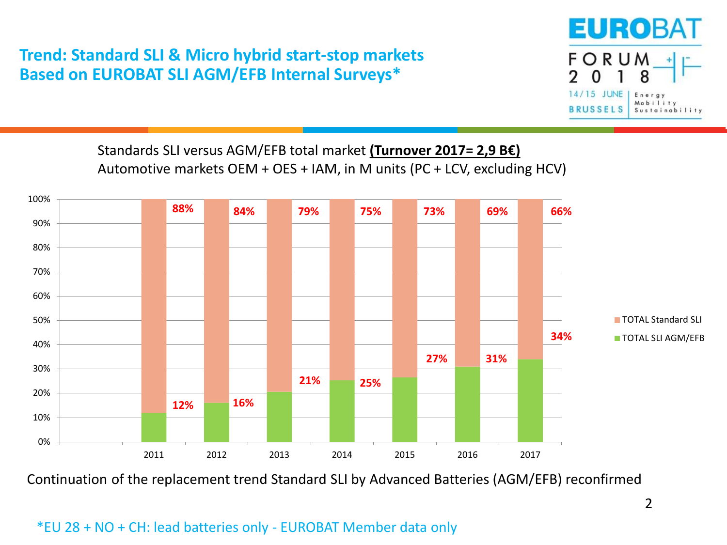# Trend: Standard SLI & Micro hybrid start-stop markets
## Based on EUROBAT SLI AGM/EFB Internal Surveys*

Standards SLI versus AGM/EFB total market **(Turnover 2017= 2,9 B€)**
Automotive markets OEM + OES + IAM, in M units (PC + LCV, excluding HCV)

| Year | TOTAL Standard SLI | TOTAL SLI AGM/EFB |
|---|---|---|
| 2011 | 88% | 12% |
| 2012 | 84% | 16% |
| 2013 | 79% | 21% |
| 2014 | 75% | 25% |
| 2015 | 73% | 27% |
| 2016 | 69% | 31% |
| 2017 | 66% | 34% |

Continuation of the replacement trend Standard SLI by Advanced Batteries (AGM/EFB) reconfirmed

*EU 28 + NO + CH: lead batteries only - EUROBAT Member data only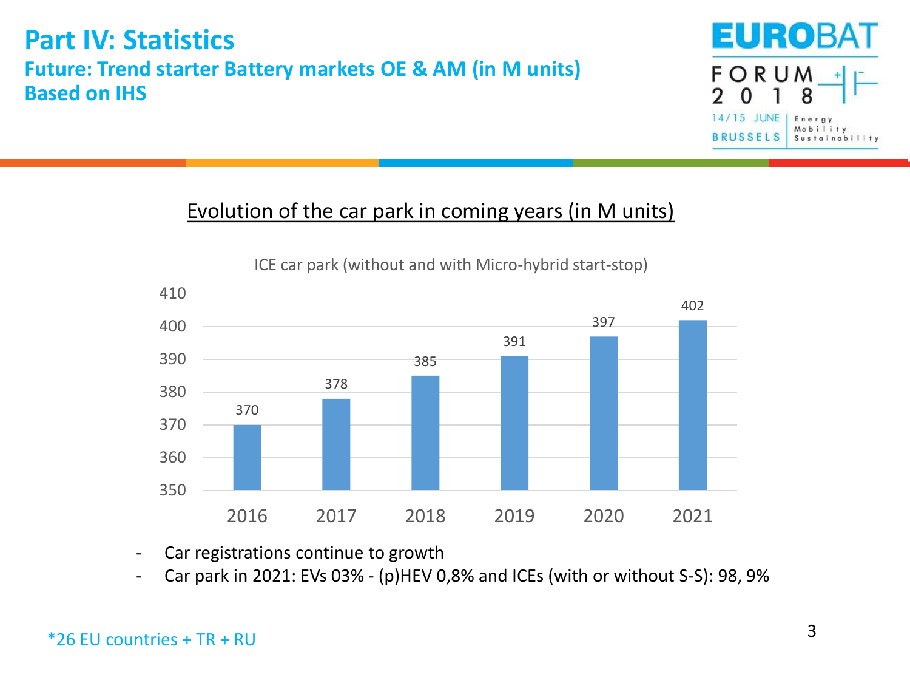# Part IV: Statistics

## Future: Trend starter Battery markets OE & AM (in M units)

## Based on IHS

Evolution of the car park in coming years (in M units)

ICE car park (without and with Micro-hybrid start-stop)

410
400
390
380
370
360
350

370
378
385
391
397
402

2016
2017
2018
2019
2020
2021

- Car registrations continue to growth
- Car park in 2021: EVs 03% - (p)HEV 0,8% and ICEs (with or without S-S): 98, 9%

*26 EU countries + TR + RU